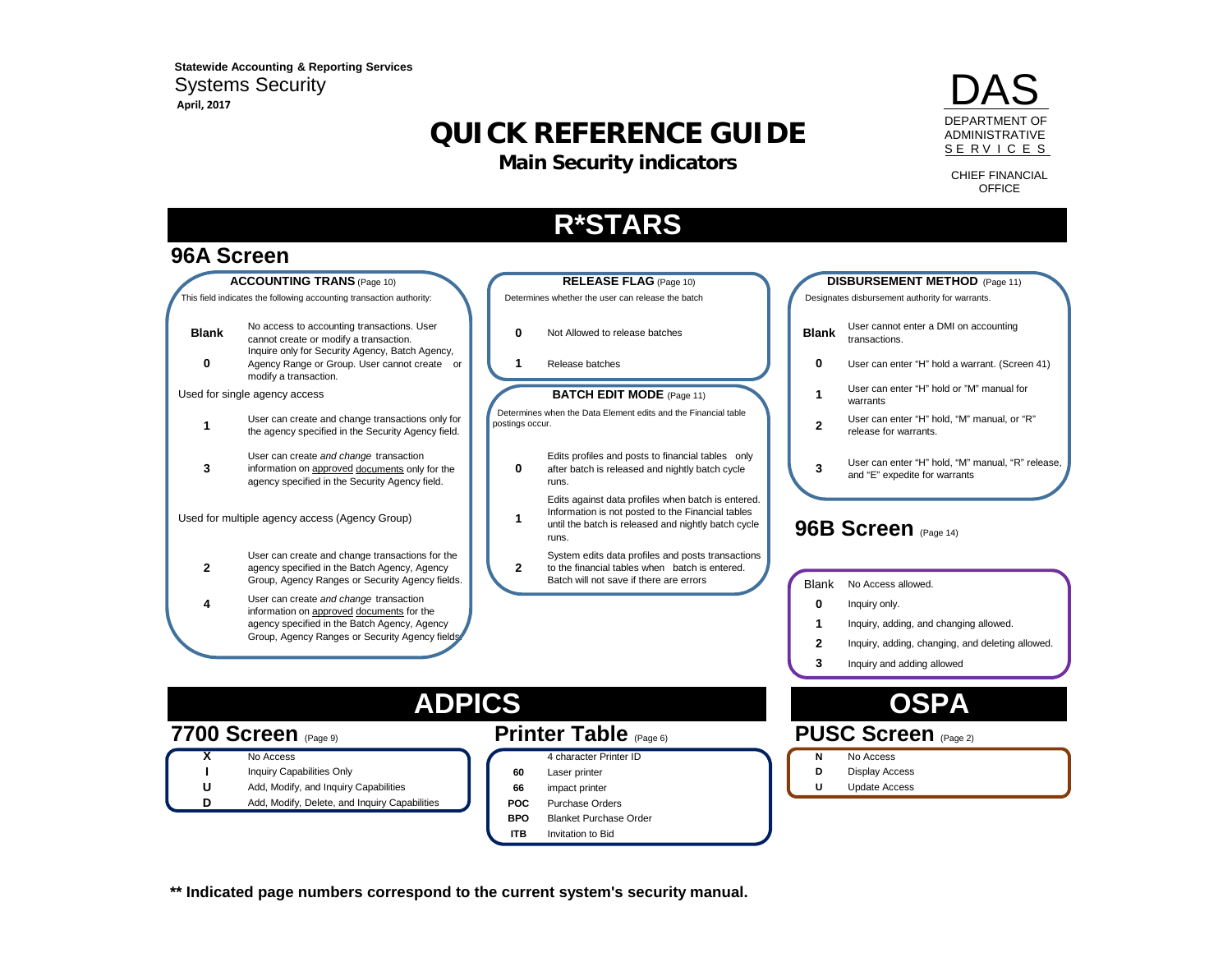**Statewide Accounting & Reporting Services**

Systems Security

**April, 2017**

DAS

DEPARTMENT OF ADMINISTRATIVE SERVICES

CHIEF FINANCIAL OFFICE

# QUICK REFERENCE GUIDE

## Main Security indicators

# R*STARS

## 96A Screen

### ACCOUNTING TRANS (Page 10)

This field indicates the following accounting transaction authority:

| Code | Description |
|---|---|
| **Blank** | No access to accounting transactions. User cannot create or modify a transaction. |
| **0** | Inquire only for Security Agency, Batch Agency, Agency Range or Group. User cannot create or modify a transaction. |

Used for single agency access

| Code | Description |
|---|---|
| **1** | User can create and change transactions only for the agency specified in the Security Agency field. |
| **3** | User can create *and change* transaction information on approved documents only for the agency specified in the Security Agency field. |

Used for multiple agency access (Agency Group)

| Code | Description |
|---|---|
| **2** | User can create and change transactions for the agency specified in the Batch Agency, Agency Group, Agency Ranges or Security Agency fields. |
| **4** | User can create *and change* transaction information on approved documents for the agency specified in the Batch Agency, Agency Group, Agency Ranges or Security Agency fields. |

### RELEASE FLAG (Page 10)

Determines whether the user can release the batch

| Code | Description |
|---|---|
| **0** | Not Allowed to release batches |
| **1** | Release batches |

### BATCH EDIT MODE (Page 11)

Determines when the Data Element edits and the Financial table postings occur.

| Code | Description |
|---|---|
| **0** | Edits profiles and posts to financial tables only after batch is released and nightly batch cycle runs. |
| **1** | Edits against data profiles when batch is entered. Information is not posted to the Financial tables until the batch is released and nightly batch cycle runs. |
| **2** | System edits data profiles and posts transactions to the financial tables when batch is entered. Batch will not save if there are errors |

### DISBURSEMENT METHOD (Page 11)

Designates disbursement authority for warrants.

| Code | Description |
|---|---|
| **Blank** | User cannot enter a DMI on accounting transactions. |
| **0** | User can enter "H" hold a warrant. (Screen 41) |
| **1** | User can enter "H" hold or "M" manual for warrants |
| **2** | User can enter "H" hold, "M" manual, or "R" release for warrants. |
| **3** | User can enter "H" hold, "M" manual, "R" release, and "E" expedite for warrants |

## 96B Screen (Page 14)

| Code | Description |
|---|---|
| Blank | No Access allowed. |
| **0** | Inquiry only. |
| **1** | Inquiry, adding, and changing allowed. |
| **2** | Inquiry, adding, changing, and deleting allowed. |
| **3** | Inquiry and adding allowed |

# ADPICS

## 7700 Screen (Page 9)

| Code | Description |
|---|---|
| **X** | No Access |
| **I** | Inquiry Capabilities Only |
| **U** | Add, Modify, and Inquiry Capabilities |
| **D** | Add, Modify, Delete, and Inquiry Capabilities |

## Printer Table (Page 6)

| Code | Description |
|---|---|
| | 4 character Printer ID |
| **60** | Laser printer |
| **66** | impact printer |
| **POC** | Purchase Orders |
| **BPO** | Blanket Purchase Order |
| **ITB** | Invitation to Bid |

# OSPA

## PUSC Screen (Page 2)

| Code | Description |
|---|---|
| **N** | No Access |
| **D** | Display Access |
| **U** | Update Access |

**** Indicated page numbers correspond to the current system's security manual.**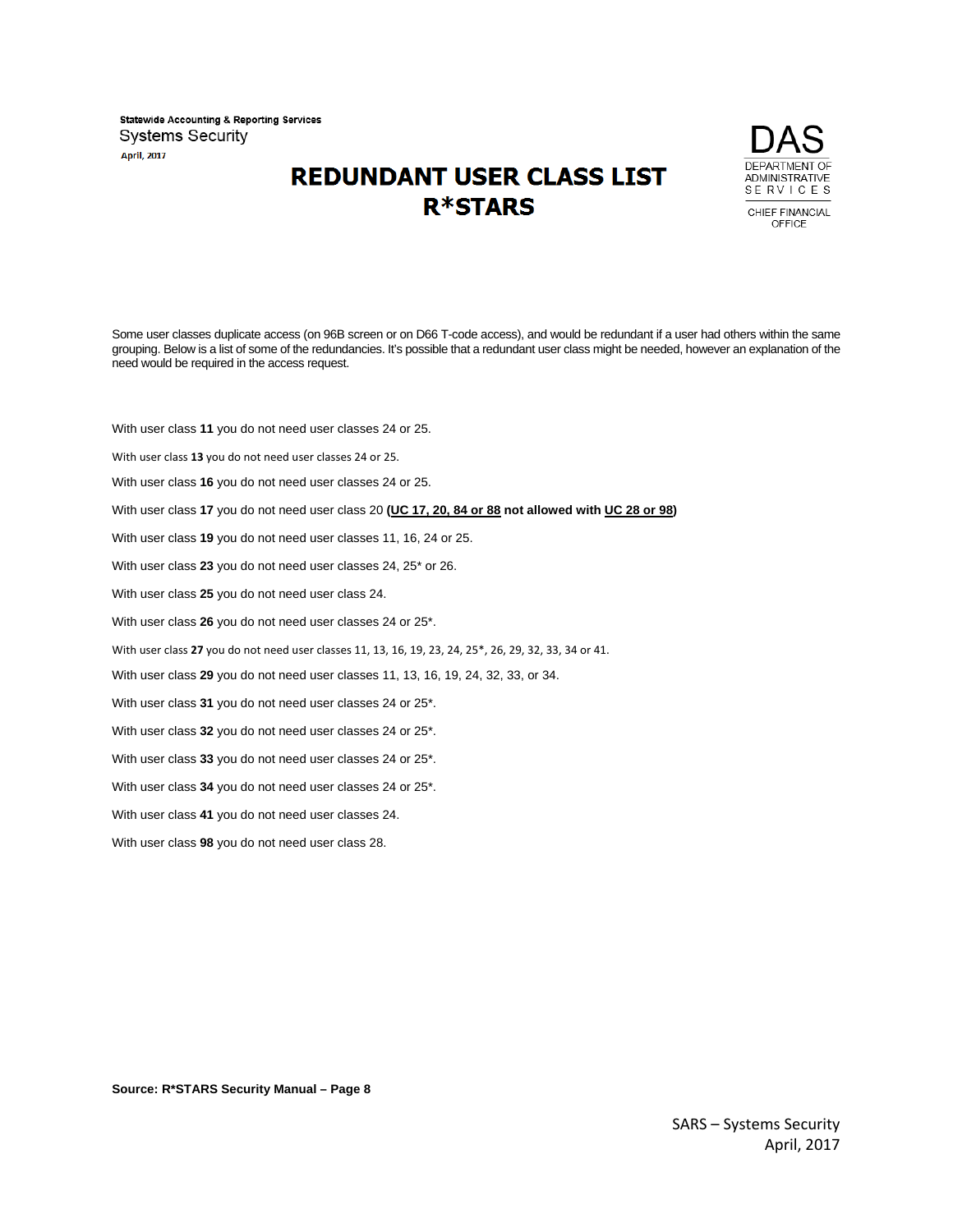Statewide Accounting & Reporting Services
Systems Security
April, 2017

DAS
DEPARTMENT OF ADMINISTRATIVE SERVICES
CHIEF FINANCIAL OFFICE

# REDUNDANT USER CLASS LIST
# R*STARS

Some user classes duplicate access (on 96B screen or on D66 T-code access), and would be redundant if a user had others within the same grouping. Below is a list of some of the redundancies. It's possible that a redundant user class might be needed, however an explanation of the need would be required in the access request.

With user class **11** you do not need user classes 24 or 25.

With user class **13** you do not need user classes 24 or 25.

With user class **16** you do not need user classes 24 or 25.

With user class **17** you do not need user class 20 **(<u>UC 17, 20, 84 or 88</u> not allowed with <u>UC 28 or 98</u>)**

With user class **19** you do not need user classes 11, 16, 24 or 25.

With user class **23** you do not need user classes 24, 25* or 26.

With user class **25** you do not need user class 24.

With user class **26** you do not need user classes 24 or 25*.

With user class **27** you do not need user classes 11, 13, 16, 19, 23, 24, 25*, 26, 29, 32, 33, 34 or 41.

With user class **29** you do not need user classes 11, 13, 16, 19, 24, 32, 33, or 34.

With user class **31** you do not need user classes 24 or 25*.

With user class **32** you do not need user classes 24 or 25*.

With user class **33** you do not need user classes 24 or 25*.

With user class **34** you do not need user classes 24 or 25*.

With user class **41** you do not need user classes 24.

With user class **98** you do not need user class 28.

**Source: R*STARS Security Manual – Page 8**